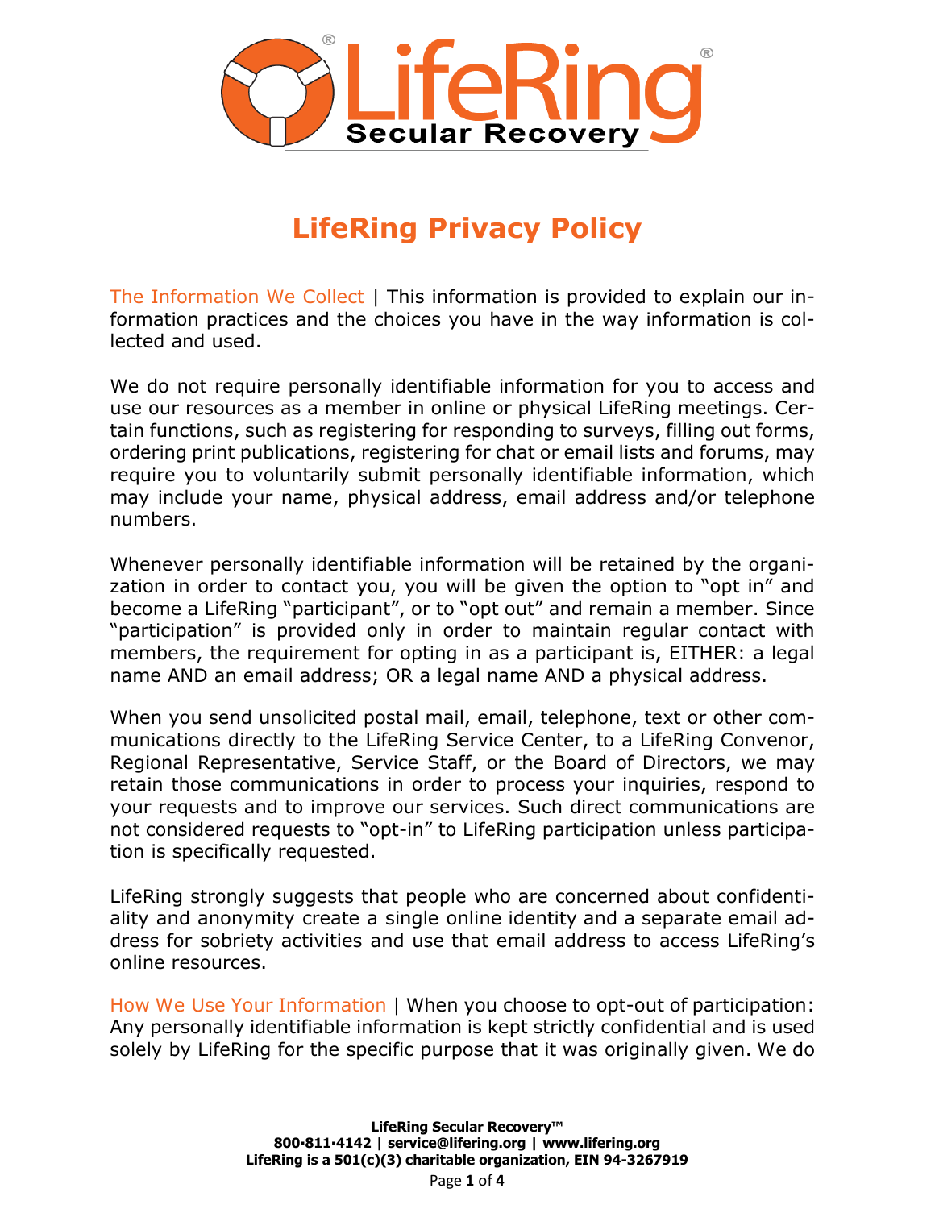# LifeRing Privacy Policy

The Information We Collect | This information is provided to explain our information practices and the choices you have in the way information is collected and used.

We do not require personally identifiable information for you to access and use our resources as a member in online or physical LifeRing meetings. Certain functions, such as registering for responding to surveys, filling out forms, ordering print publications, registering for chat or email lists and forums, may require you to voluntarily submit personally identifiable information, which may include your name, physical address, email address and/or telephone numbers.

Whenever personally identifiable information will be retained by the organization in order to contact you, you will be given the option to "opt in" and become a LifeRing "participant", or to "opt out" and remain a member. Since "participation" is provided only in order to maintain regular contact with members, the requirement for opting in as a participant is, EITHER: a legal name AND an email address; OR a legal name AND a physical address.

When you send unsolicited postal mail, email, telephone, text or other communications directly to the LifeRing Service Center, to a LifeRing Convenor, Regional Representative, Service Staff, or the Board of Directors, we may retain those communications in order to process your inquiries, respond to your requests and to improve our services. Such direct communications are not considered requests to "opt-in" to LifeRing participation unless participation is specifically requested.

LifeRing strongly suggests that people who are concerned about confidentiality and anonymity create a single online identity and a separate email address for sobriety activities and use that email address to access LifeRing's online resources.

How We Use Your Information | When you choose to opt-out of participation: Any personally identifiable information is kept strictly confidential and is used solely by LifeRing for the specific purpose that it was originally given. We do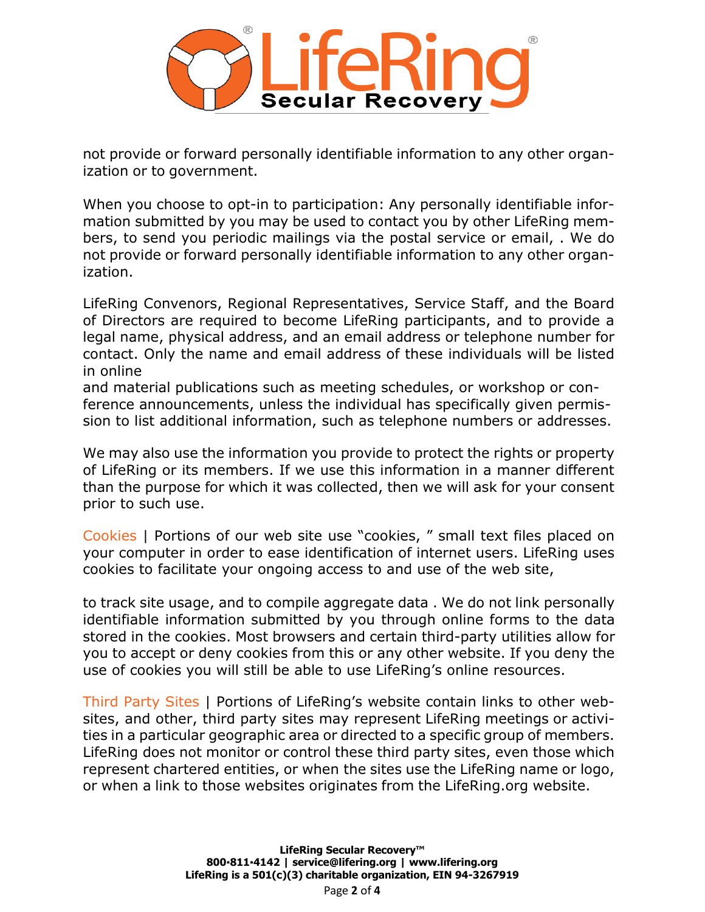not provide or forward personally identifiable information to any other organization or to government.

When you choose to opt-in to participation: Any personally identifiable information submitted by you may be used to contact you by other LifeRing members, to send you periodic mailings via the postal service or email, . We do not provide or forward personally identifiable information to any other organization.

LifeRing Convenors, Regional Representatives, Service Staff, and the Board of Directors are required to become LifeRing participants, and to provide a legal name, physical address, and an email address or telephone number for contact. Only the name and email address of these individuals will be listed in online and material publications such as meeting schedules, or workshop or conference announcements, unless the individual has specifically given permission to list additional information, such as telephone numbers or addresses.

We may also use the information you provide to protect the rights or property of LifeRing or its members. If we use this information in a manner different than the purpose for which it was collected, then we will ask for your consent prior to such use.

Cookies | Portions of our web site use "cookies, " small text files placed on your computer in order to ease identification of internet users. LifeRing uses cookies to facilitate your ongoing access to and use of the web site, to track site usage, and to compile aggregate data . We do not link personally identifiable information submitted by you through online forms to the data stored in the cookies. Most browsers and certain third-party utilities allow for you to accept or deny cookies from this or any other website. If you deny the use of cookies you will still be able to use LifeRing's online resources.

Third Party Sites | Portions of LifeRing's website contain links to other websites, and other, third party sites may represent LifeRing meetings or activities in a particular geographic area or directed to a specific group of members. LifeRing does not monitor or control these third party sites, even those which represent chartered entities, or when the sites use the LifeRing name or logo, or when a link to those websites originates from the LifeRing.org website.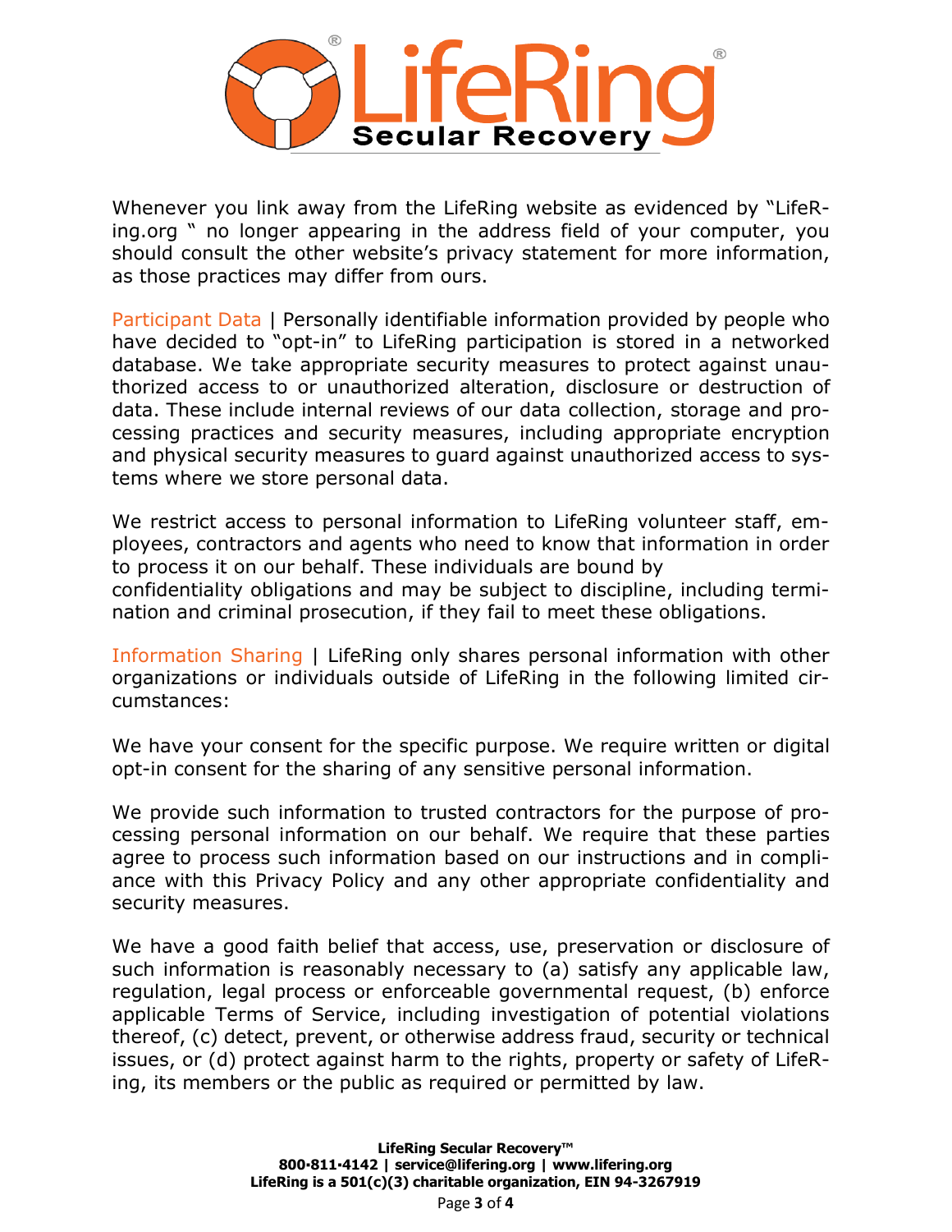Whenever you link away from the LifeRing website as evidenced by "LifeRing.org " no longer appearing in the address field of your computer, you should consult the other website's privacy statement for more information, as those practices may differ from ours.

Participant Data | Personally identifiable information provided by people who have decided to "opt-in" to LifeRing participation is stored in a networked database. We take appropriate security measures to protect against unauthorized access to or unauthorized alteration, disclosure or destruction of data. These include internal reviews of our data collection, storage and processing practices and security measures, including appropriate encryption and physical security measures to guard against unauthorized access to systems where we store personal data.

We restrict access to personal information to LifeRing volunteer staff, employees, contractors and agents who need to know that information in order to process it on our behalf. These individuals are bound by confidentiality obligations and may be subject to discipline, including termination and criminal prosecution, if they fail to meet these obligations.

Information Sharing | LifeRing only shares personal information with other organizations or individuals outside of LifeRing in the following limited circumstances:

We have your consent for the specific purpose. We require written or digital opt-in consent for the sharing of any sensitive personal information.

We provide such information to trusted contractors for the purpose of processing personal information on our behalf. We require that these parties agree to process such information based on our instructions and in compliance with this Privacy Policy and any other appropriate confidentiality and security measures.

We have a good faith belief that access, use, preservation or disclosure of such information is reasonably necessary to (a) satisfy any applicable law, regulation, legal process or enforceable governmental request, (b) enforce applicable Terms of Service, including investigation of potential violations thereof, (c) detect, prevent, or otherwise address fraud, security or technical issues, or (d) protect against harm to the rights, property or safety of LifeRing, its members or the public as required or permitted by law.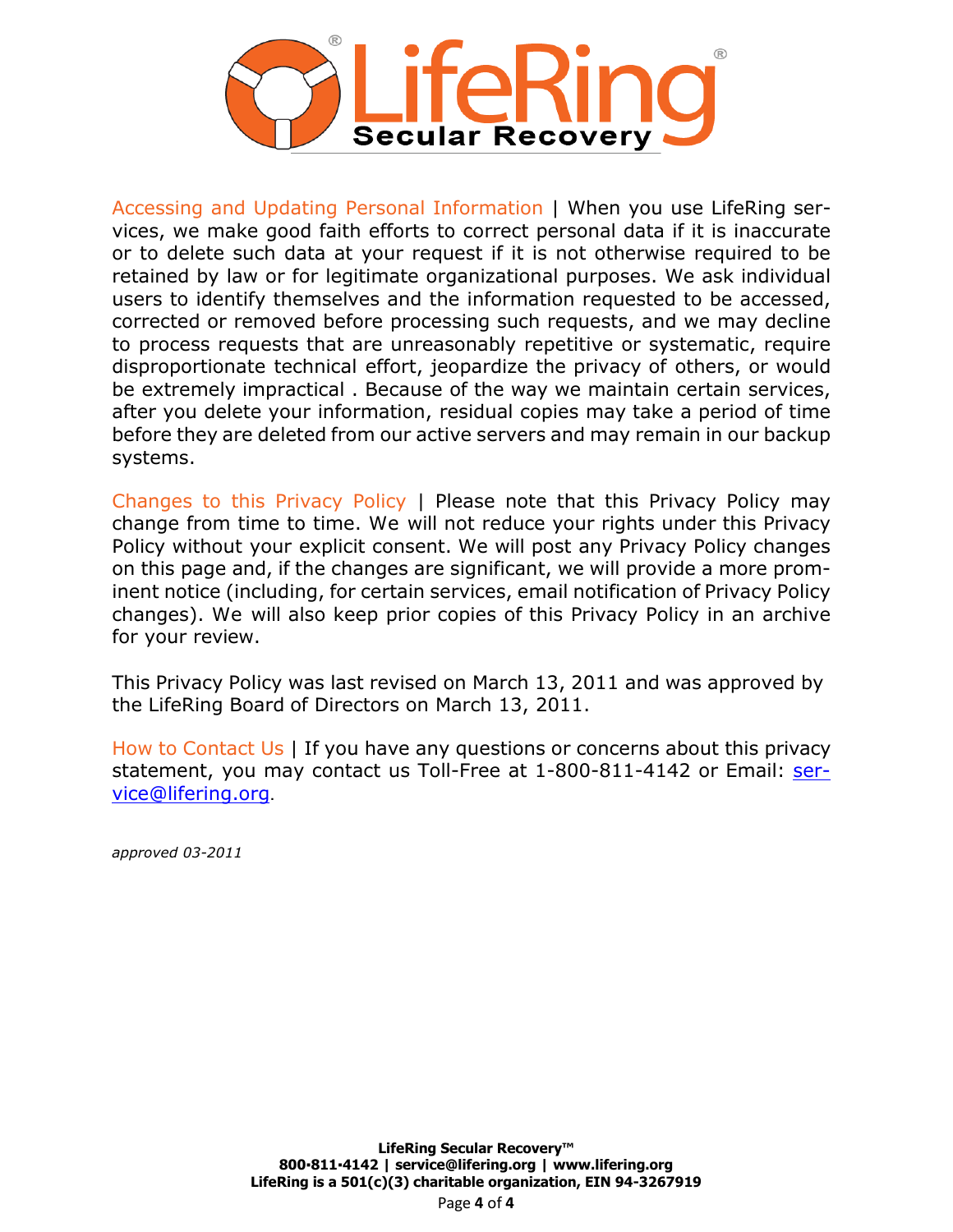**Accessing and Updating Personal Information** | When you use LifeRing services, we make good faith efforts to correct personal data if it is inaccurate or to delete such data at your request if it is not otherwise required to be retained by law or for legitimate organizational purposes. We ask individual users to identify themselves and the information requested to be accessed, corrected or removed before processing such requests, and we may decline to process requests that are unreasonably repetitive or systematic, require disproportionate technical effort, jeopardize the privacy of others, or would be extremely impractical . Because of the way we maintain certain services, after you delete your information, residual copies may take a period of time before they are deleted from our active servers and may remain in our backup systems.

**Changes to this Privacy Policy** | Please note that this Privacy Policy may change from time to time. We will not reduce your rights under this Privacy Policy without your explicit consent. We will post any Privacy Policy changes on this page and, if the changes are significant, we will provide a more prominent notice (including, for certain services, email notification of Privacy Policy changes). We will also keep prior copies of this Privacy Policy in an archive for your review.

This Privacy Policy was last revised on March 13, 2011 and was approved by the LifeRing Board of Directors on March 13, 2011.

**How to Contact Us** | If you have any questions or concerns about this privacy statement, you may contact us Toll-Free at 1-800-811-4142 or Email: service@lifering.org.

*approved 03-2011*